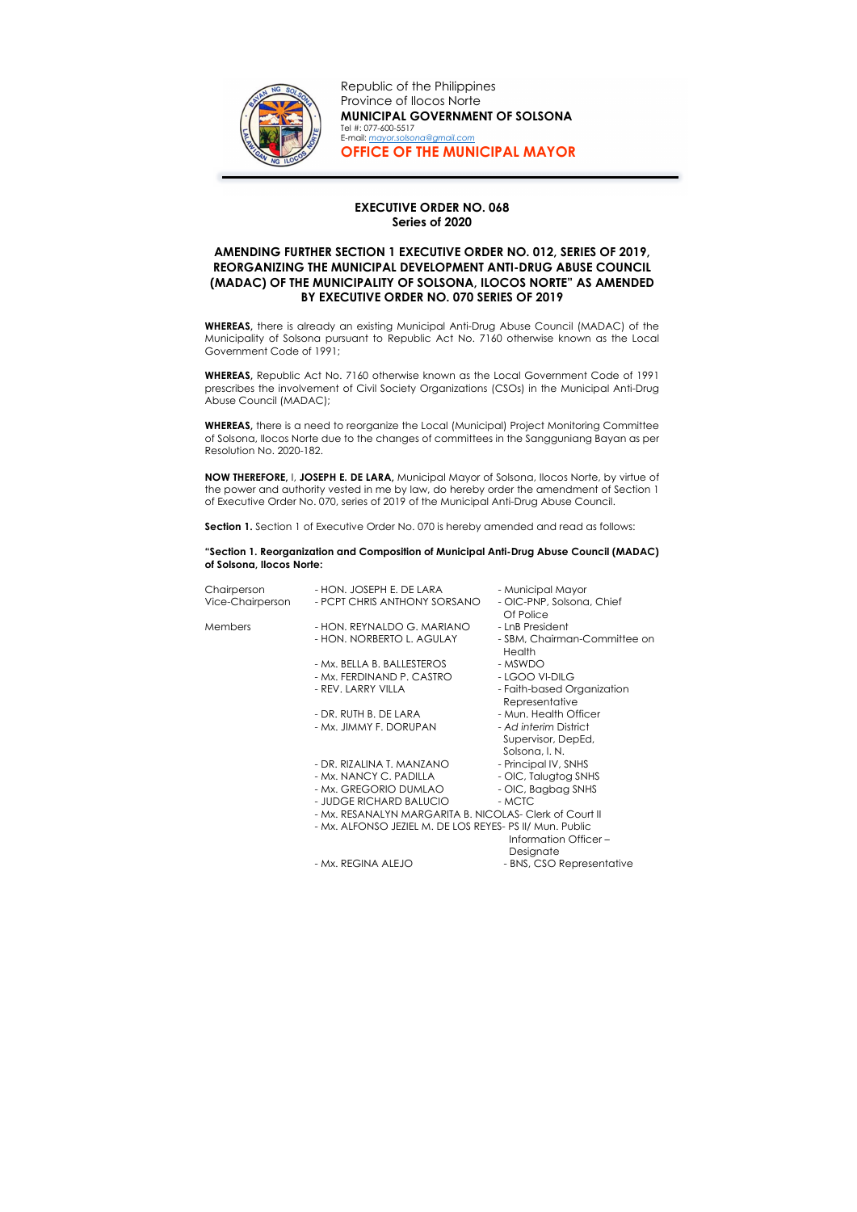Republic of the Philippines
Province of Ilocos Norte
**MUNICIPAL GOVERNMENT OF SOLSONA**
Tel #: 077-600-5517
E-mail: mayor.solsona@gmail.com

**OFFICE OF THE MUNICIPAL MAYOR**

---

**EXECUTIVE ORDER NO. 068**
**Series of 2020**

**AMENDING FURTHER SECTION 1 EXECUTIVE ORDER NO. 012, SERIES OF 2019, REORGANIZING THE MUNICIPAL DEVELOPMENT ANTI-DRUG ABUSE COUNCIL (MADAC) OF THE MUNICIPALITY OF SOLSONA, ILOCOS NORTE" AS AMENDED BY EXECUTIVE ORDER NO. 070 SERIES OF 2019**

**WHEREAS,** there is already an existing Municipal Anti-Drug Abuse Council (MADAC) of the Municipality of Solsona pursuant to Republic Act No. 7160 otherwise known as the Local Government Code of 1991;

**WHEREAS,** Republic Act No. 7160 otherwise known as the Local Government Code of 1991 prescribes the involvement of Civil Society Organizations (CSOs) in the Municipal Anti-Drug Abuse Council (MADAC);

**WHEREAS,** there is a need to reorganize the Local (Municipal) Project Monitoring Committee of Solsona, Ilocos Norte due to the changes of committees in the Sangguniang Bayan as per Resolution No. 2020-182.

**NOW THEREFORE,** I, **JOSEPH E. DE LARA,** Municipal Mayor of Solsona, Ilocos Norte, by virtue of the power and authority vested in me by law, do hereby order the amendment of Section 1 of Executive Order No. 070, series of 2019 of the Municipal Anti-Drug Abuse Council.

**Section 1.** Section 1 of Executive Order No. 070 is hereby amended and read as follows:

**"Section 1. Reorganization and Composition of Municipal Anti-Drug Abuse Council (MADAC) of Solsona, Ilocos Norte:**

| | | |
|---|---|---|
| Chairperson | - HON. JOSEPH E. DE LARA | - Municipal Mayor |
| Vice-Chairperson | - PCPT CHRIS ANTHONY SORSANO | - OIC-PNP, Solsona, Chief Of Police |
| Members | - HON. REYNALDO G. MARIANO | - LnB President |
| | - HON. NORBERTO L. AGULAY | - SBM, Chairman-Committee on Health |
| | - Mx. BELLA B. BALLESTEROS | - MSWDO |
| | - Mx. FERDINAND P. CASTRO | - LGOO VI-DILG |
| | - REV. LARRY VILLA | - Faith-based Organization Representative |
| | - DR. RUTH B. DE LARA | - Mun. Health Officer |
| | - Mx. JIMMY F. DORUPAN | - *Ad interim* District Supervisor, DepEd, Solsona, I. N. |
| | - DR. RIZALINA T. MANZANO | - Principal IV, SNHS |
| | - Mx. NANCY C. PADILLA | - OIC, Talugtog SNHS |
| | - Mx. GREGORIO DUMLAO | - OIC, Bagbag SNHS |
| | - JUDGE RICHARD BALUCIO | - MCTC |
| | - Mx. RESANALYN MARGARITA B. NICOLAS | - Clerk of Court II |
| | - Mx. ALFONSO JEZIEL M. DE LOS REYES | - PS II/ Mun. Public Information Officer – Designate |
| | - Mx. REGINA ALEJO | - BNS, CSO Representative |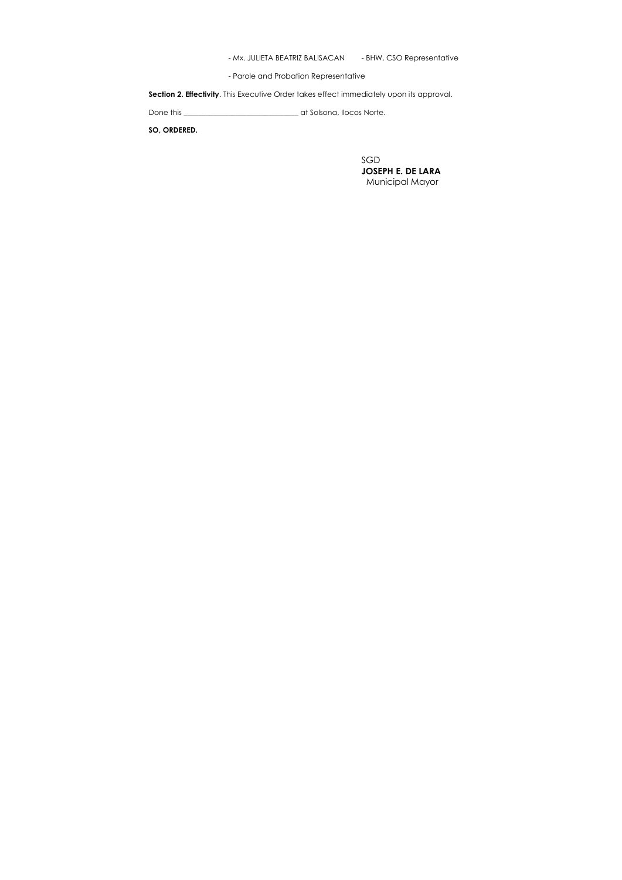- Mx. JULIETA BEATRIZ BALISACAN - BHW, CSO Representative

- Parole and Probation Representative

**Section 2. Effectivity**. This Executive Order takes effect immediately upon its approval.

Done this ______________________________ at Solsona, Ilocos Norte.

**SO, ORDERED.**

SGD
**JOSEPH E. DE LARA**
Municipal Mayor